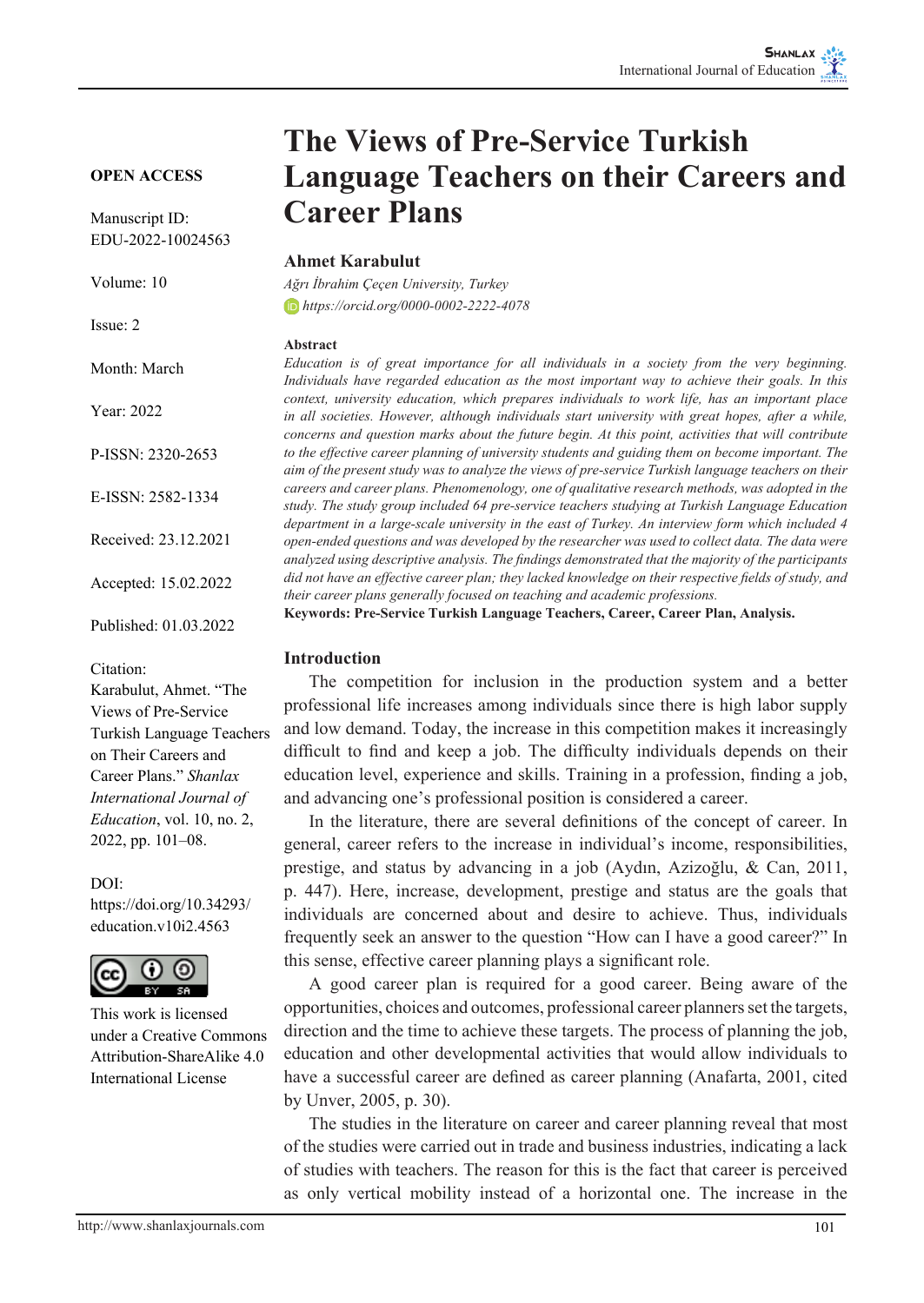# The Views of Pre-Service Turkish Language Teachers on their Careers and Career Plans

**OPEN ACCESS**

Manuscript ID: EDU-2022-10024563

Volume: 10

Issue: 2

Month: March

Year: 2022

P-ISSN: 2320-2653

E-ISSN: 2582-1334

Received: 23.12.2021

Accepted: 15.02.2022

Published: 01.03.2022

Citation:
Karabulut, Ahmet. "The Views of Pre-Service Turkish Language Teachers on Their Careers and Career Plans." *Shanlax International Journal of Education*, vol. 10, no. 2, 2022, pp. 101–08.

DOI:
https://doi.org/10.34293/education.v10i2.4563

This work is licensed under a Creative Commons Attribution-ShareAlike 4.0 International License

**Ahmet Karabulut**

*Ağrı İbrahim Çeçen University, Turkey*

*https://orcid.org/0000-0002-2222-4078*

**Abstract**

*Education is of great importance for all individuals in a society from the very beginning. Individuals have regarded education as the most important way to achieve their goals. In this context, university education, which prepares individuals to work life, has an important place in all societies. However, although individuals start university with great hopes, after a while, concerns and question marks about the future begin. At this point, activities that will contribute to the effective career planning of university students and guiding them on become important. The aim of the present study was to analyze the views of pre-service Turkish language teachers on their careers and career plans. Phenomenology, one of qualitative research methods, was adopted in the study. The study group included 64 pre-service teachers studying at Turkish Language Education department in a large-scale university in the east of Turkey. An interview form which included 4 open-ended questions and was developed by the researcher was used to collect data. The data were analyzed using descriptive analysis. The findings demonstrated that the majority of the participants did not have an effective career plan; they lacked knowledge on their respective fields of study, and their career plans generally focused on teaching and academic professions.*

**Keywords: Pre-Service Turkish Language Teachers, Career, Career Plan, Analysis.**

## Introduction

The competition for inclusion in the production system and a better professional life increases among individuals since there is high labor supply and low demand. Today, the increase in this competition makes it increasingly difficult to find and keep a job. The difficulty individuals depends on their education level, experience and skills. Training in a profession, finding a job, and advancing one's professional position is considered a career.

In the literature, there are several definitions of the concept of career. In general, career refers to the increase in individual's income, responsibilities, prestige, and status by advancing in a job (Aydın, Azizoğlu, & Can, 2011, p. 447). Here, increase, development, prestige and status are the goals that individuals are concerned about and desire to achieve. Thus, individuals frequently seek an answer to the question "How can I have a good career?" In this sense, effective career planning plays a significant role.

A good career plan is required for a good career. Being aware of the opportunities, choices and outcomes, professional career planners set the targets, direction and the time to achieve these targets. The process of planning the job, education and other developmental activities that would allow individuals to have a successful career are defined as career planning (Anafarta, 2001, cited by Unver, 2005, p. 30).

The studies in the literature on career and career planning reveal that most of the studies were carried out in trade and business industries, indicating a lack of studies with teachers. The reason for this is the fact that career is perceived as only vertical mobility instead of a horizontal one. The increase in the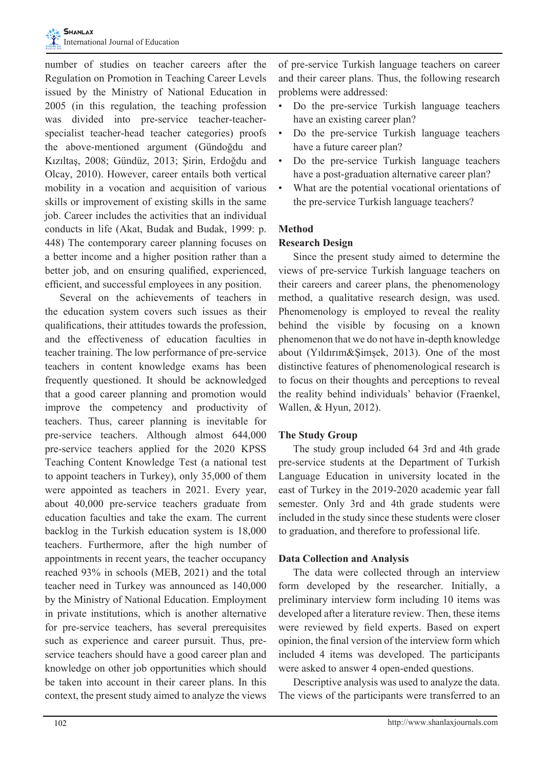number of studies on teacher careers after the Regulation on Promotion in Teaching Career Levels issued by the Ministry of National Education in 2005 (in this regulation, the teaching profession was divided into pre-service teacher-teacher-specialist teacher-head teacher categories) proofs the above-mentioned argument (Gündoğdu and Kızıltaş, 2008; Gündüz, 2013; Şirin, Erdoğdu and Olcay, 2010). However, career entails both vertical mobility in a vocation and acquisition of various skills or improvement of existing skills in the same job. Career includes the activities that an individual conducts in life (Akat, Budak and Budak, 1999: p. 448) The contemporary career planning focuses on a better income and a higher position rather than a better job, and on ensuring qualified, experienced, efficient, and successful employees in any position.

Several on the achievements of teachers in the education system covers such issues as their qualifications, their attitudes towards the profession, and the effectiveness of education faculties in teacher training. The low performance of pre-service teachers in content knowledge exams has been frequently questioned. It should be acknowledged that a good career planning and promotion would improve the competency and productivity of teachers. Thus, career planning is inevitable for pre-service teachers. Although almost 644,000 pre-service teachers applied for the 2020 KPSS Teaching Content Knowledge Test (a national test to appoint teachers in Turkey), only 35,000 of them were appointed as teachers in 2021. Every year, about 40,000 pre-service teachers graduate from education faculties and take the exam. The current backlog in the Turkish education system is 18,000 teachers. Furthermore, after the high number of appointments in recent years, the teacher occupancy reached 93% in schools (MEB, 2021) and the total teacher need in Turkey was announced as 140,000 by the Ministry of National Education. Employment in private institutions, which is another alternative for pre-service teachers, has several prerequisites such as experience and career pursuit. Thus, pre-service teachers should have a good career plan and knowledge on other job opportunities which should be taken into account in their career plans. In this context, the present study aimed to analyze the views of pre-service Turkish language teachers on career and their career plans. Thus, the following research problems were addressed:

- Do the pre-service Turkish language teachers have an existing career plan?
- Do the pre-service Turkish language teachers have a future career plan?
- Do the pre-service Turkish language teachers have a post-graduation alternative career plan?
- What are the potential vocational orientations of the pre-service Turkish language teachers?

## Method

### Research Design

Since the present study aimed to determine the views of pre-service Turkish language teachers on their careers and career plans, the phenomenology method, a qualitative research design, was used. Phenomenology is employed to reveal the reality behind the visible by focusing on a known phenomenon that we do not have in-depth knowledge about (Yıldırım&Şimşek, 2013). One of the most distinctive features of phenomenological research is to focus on their thoughts and perceptions to reveal the reality behind individuals' behavior (Fraenkel, Wallen, & Hyun, 2012).

### The Study Group

The study group included 64 3rd and 4th grade pre-service students at the Department of Turkish Language Education in university located in the east of Turkey in the 2019-2020 academic year fall semester. Only 3rd and 4th grade students were included in the study since these students were closer to graduation, and therefore to professional life.

### Data Collection and Analysis

The data were collected through an interview form developed by the researcher. Initially, a preliminary interview form including 10 items was developed after a literature review. Then, these items were reviewed by field experts. Based on expert opinion, the final version of the interview form which included 4 items was developed. The participants were asked to answer 4 open-ended questions.

Descriptive analysis was used to analyze the data. The views of the participants were transferred to an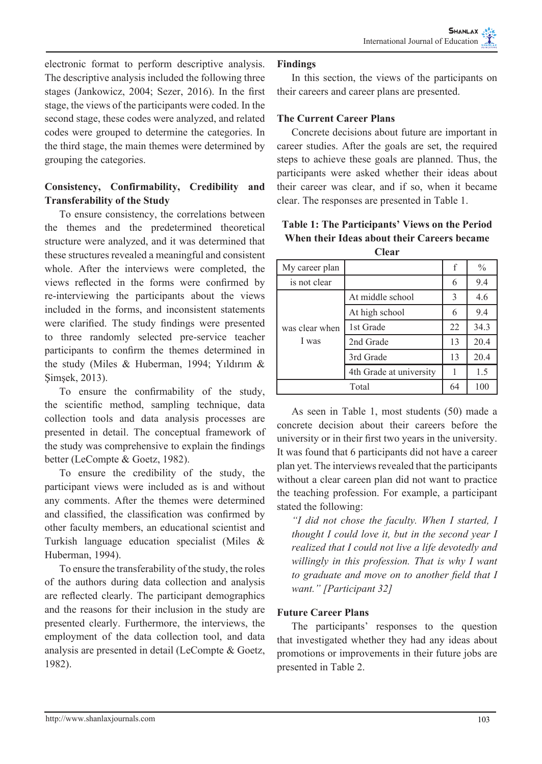electronic format to perform descriptive analysis. The descriptive analysis included the following three stages (Jankowicz, 2004; Sezer, 2016). In the first stage, the views of the participants were coded. In the second stage, these codes were analyzed, and related codes were grouped to determine the categories. In the third stage, the main themes were determined by grouping the categories.

### Consistency, Confirmability, Credibility and Transferability of the Study

To ensure consistency, the correlations between the themes and the predetermined theoretical structure were analyzed, and it was determined that these structures revealed a meaningful and consistent whole. After the interviews were completed, the views reflected in the forms were confirmed by re-interviewing the participants about the views included in the forms, and inconsistent statements were clarified. The study findings were presented to three randomly selected pre-service teacher participants to confirm the themes determined in the study (Miles & Huberman, 1994; Yıldırım & Şimşek, 2013).

To ensure the confirmability of the study, the scientific method, sampling technique, data collection tools and data analysis processes are presented in detail. The conceptual framework of the study was comprehensive to explain the findings better (LeCompte & Goetz, 1982).

To ensure the credibility of the study, the participant views were included as is and without any comments. After the themes were determined and classified, the classification was confirmed by other faculty members, an educational scientist and Turkish language education specialist (Miles & Huberman, 1994).

To ensure the transferability of the study, the roles of the authors during data collection and analysis are reflected clearly. The participant demographics and the reasons for their inclusion in the study are presented clearly. Furthermore, the interviews, the employment of the data collection tool, and data analysis are presented in detail (LeCompte & Goetz, 1982).

## Findings

In this section, the views of the participants on their careers and career plans are presented.

### The Current Career Plans

Concrete decisions about future are important in career studies. After the goals are set, the required steps to achieve these goals are planned. Thus, the participants were asked whether their ideas about their career was clear, and if so, when it became clear. The responses are presented in Table 1.

**Table 1: The Participants' Views on the Period When their Ideas about their Careers became Clear**

| My career plan | | f | % |
|---|---|---|---|
| is not clear | | 6 | 9.4 |
| was clear when I was | At middle school | 3 | 4.6 |
| | At high school | 6 | 9.4 |
| | 1st Grade | 22 | 34.3 |
| | 2nd Grade | 13 | 20.4 |
| | 3rd Grade | 13 | 20.4 |
| | 4th Grade at university | 1 | 1.5 |
| Total | | 64 | 100 |

As seen in Table 1, most students (50) made a concrete decision about their careers before the university or in their first two years in the university. It was found that 6 participants did not have a career plan yet. The interviews revealed that the participants without a clear careen plan did not want to practice the teaching profession. For example, a participant stated the following:

> *"I did not chose the faculty. When I started, I thought I could love it, but in the second year I realized that I could not live a life devotedly and willingly in this profession. That is why I want to graduate and move on to another field that I want." [Participant 32]*

### Future Career Plans

The participants' responses to the question that investigated whether they had any ideas about promotions or improvements in their future jobs are presented in Table 2.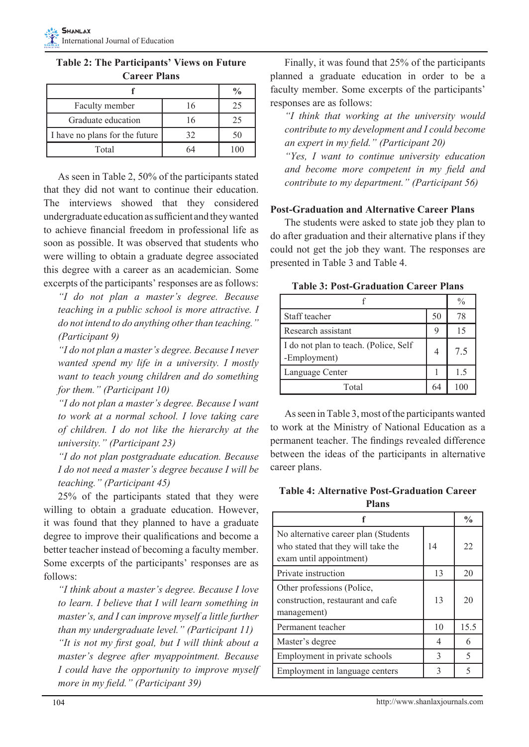**Table 2: The Participants' Views on Future Career Plans**

| f | | % |
|---|---|---|
| Faculty member | 16 | 25 |
| Graduate education | 16 | 25 |
| I have no plans for the future | 32 | 50 |
| Total | 64 | 100 |

As seen in Table 2, 50% of the participants stated that they did not want to continue their education. The interviews showed that they considered undergraduate education as sufficient and they wanted to achieve financial freedom in professional life as soon as possible. It was observed that students who were willing to obtain a graduate degree associated this degree with a career as an academician. Some excerpts of the participants' responses are as follows:

*"I do not plan a master's degree. Because teaching in a public school is more attractive. I do not intend to do anything other than teaching." (Participant 9)*

*"I do not plan a master's degree. Because I never wanted spend my life in a university. I mostly want to teach young children and do something for them." (Participant 10)*

*"I do not plan a master's degree. Because I want to work at a normal school. I love taking care of children. I do not like the hierarchy at the university." (Participant 23)*

*"I do not plan postgraduate education. Because I do not need a master's degree because I will be teaching." (Participant 45)*

25% of the participants stated that they were willing to obtain a graduate education. However, it was found that they planned to have a graduate degree to improve their qualifications and become a better teacher instead of becoming a faculty member. Some excerpts of the participants' responses are as follows:

*"I think about a master's degree. Because I love to learn. I believe that I will learn something in master's, and I can improve myself a little further than my undergraduate level." (Participant 11)*

*"It is not my first goal, but I will think about a master's degree after myappointment. Because I could have the opportunity to improve myself more in my field." (Participant 39)*

Finally, it was found that 25% of the participants planned a graduate education in order to be a faculty member. Some excerpts of the participants' responses are as follows:

*"I think that working at the university would contribute to my development and I could become an expert in my field." (Participant 20)*

*"Yes, I want to continue university education and become more competent in my field and contribute to my department." (Participant 56)*

### Post-Graduation and Alternative Career Plans

The students were asked to state job they plan to do after graduation and their alternative plans if they could not get the job they want. The responses are presented in Table 3 and Table 4.

**Table 3: Post-Graduation Career Plans**

| f | | % |
|---|---|---|
| Staff teacher | 50 | 78 |
| Research assistant | 9 | 15 |
| I do not plan to teach. (Police, Self -Employment) | 4 | 7.5 |
| Language Center | 1 | 1.5 |
| Total | 64 | 100 |

As seen in Table 3, most of the participants wanted to work at the Ministry of National Education as a permanent teacher. The findings revealed difference between the ideas of the participants in alternative career plans.

**Table 4: Alternative Post-Graduation Career Plans**

| f | | % |
|---|---|---|
| No alternative career plan (Students who stated that they will take the exam until appointment) | 14 | 22 |
| Private instruction | 13 | 20 |
| Other professions (Police, construction, restaurant and cafe management) | 13 | 20 |
| Permanent teacher | 10 | 15.5 |
| Master's degree | 4 | 6 |
| Employment in private schools | 3 | 5 |
| Employment in language centers | 3 | 5 |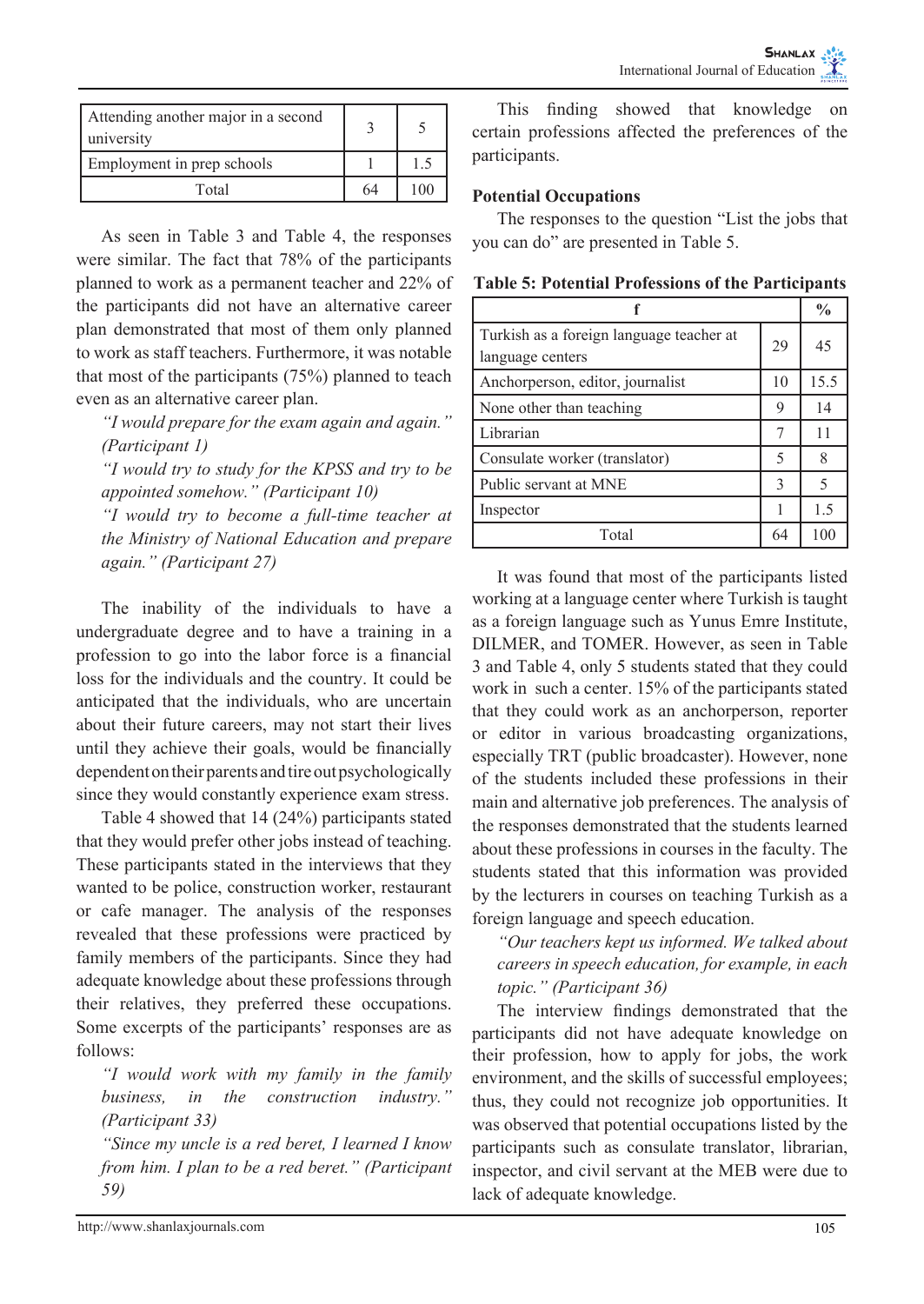| Attending another major in a second university | 3 | 5 |
|---|---|---|
| Employment in prep schools | 1 | 1.5 |
| Total | 64 | 100 |

As seen in Table 3 and Table 4, the responses were similar. The fact that 78% of the participants planned to work as a permanent teacher and 22% of the participants did not have an alternative career plan demonstrated that most of them only planned to work as staff teachers. Furthermore, it was notable that most of the participants (75%) planned to teach even as an alternative career plan.

*"I would prepare for the exam again and again." (Participant 1)*

*"I would try to study for the KPSS and try to be appointed somehow." (Participant 10)*

*"I would try to become a full-time teacher at the Ministry of National Education and prepare again." (Participant 27)*

The inability of the individuals to have a undergraduate degree and to have a training in a profession to go into the labor force is a financial loss for the individuals and the country. It could be anticipated that the individuals, who are uncertain about their future careers, may not start their lives until they achieve their goals, would be financially dependent on their parents and tire out psychologically since they would constantly experience exam stress.

Table 4 showed that 14 (24%) participants stated that they would prefer other jobs instead of teaching. These participants stated in the interviews that they wanted to be police, construction worker, restaurant or cafe manager. The analysis of the responses revealed that these professions were practiced by family members of the participants. Since they had adequate knowledge about these professions through their relatives, they preferred these occupations. Some excerpts of the participants' responses are as follows:

*"I would work with my family in the family business, in the construction industry." (Participant 33)*

*"Since my uncle is a red beret, I learned I know from him. I plan to be a red beret." (Participant 59)*

This finding showed that knowledge on certain professions affected the preferences of the participants.

**Potential Occupations**

The responses to the question "List the jobs that you can do" are presented in Table 5.

**Table 5: Potential Professions of the Participants**

| f | | % |
|---|---|---|
| Turkish as a foreign language teacher at language centers | 29 | 45 |
| Anchorperson, editor, journalist | 10 | 15.5 |
| None other than teaching | 9 | 14 |
| Librarian | 7 | 11 |
| Consulate worker (translator) | 5 | 8 |
| Public servant at MNE | 3 | 5 |
| Inspector | 1 | 1.5 |
| Total | 64 | 100 |

It was found that most of the participants listed working at a language center where Turkish is taught as a foreign language such as Yunus Emre Institute, DILMER, and TOMER. However, as seen in Table 3 and Table 4, only 5 students stated that they could work in such a center. 15% of the participants stated that they could work as an anchorperson, reporter or editor in various broadcasting organizations, especially TRT (public broadcaster). However, none of the students included these professions in their main and alternative job preferences. The analysis of the responses demonstrated that the students learned about these professions in courses in the faculty. The students stated that this information was provided by the lecturers in courses on teaching Turkish as a foreign language and speech education.

*"Our teachers kept us informed. We talked about careers in speech education, for example, in each topic." (Participant 36)*

The interview findings demonstrated that the participants did not have adequate knowledge on their profession, how to apply for jobs, the work environment, and the skills of successful employees; thus, they could not recognize job opportunities. It was observed that potential occupations listed by the participants such as consulate translator, librarian, inspector, and civil servant at the MEB were due to lack of adequate knowledge.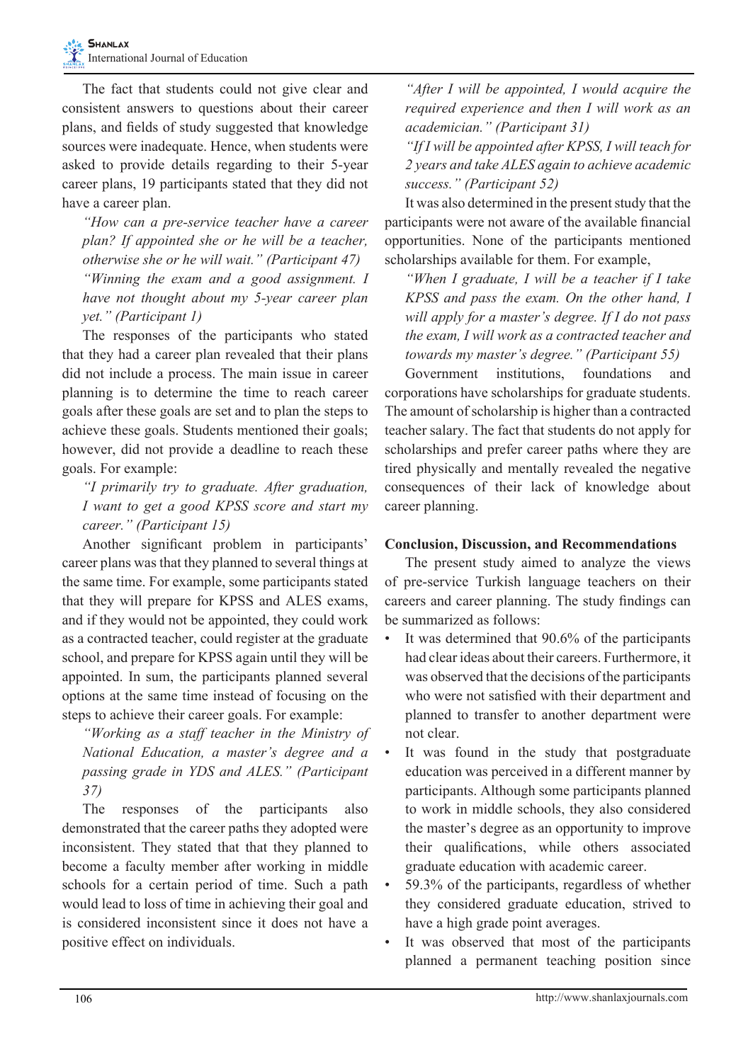The fact that students could not give clear and consistent answers to questions about their career plans, and fields of study suggested that knowledge sources were inadequate. Hence, when students were asked to provide details regarding to their 5-year career plans, 19 participants stated that they did not have a career plan.

> *"How can a pre-service teacher have a career plan? If appointed she or he will be a teacher, otherwise she or he will wait." (Participant 47)*
>
> *"Winning the exam and a good assignment. I have not thought about my 5-year career plan yet." (Participant 1)*

The responses of the participants who stated that they had a career plan revealed that their plans did not include a process. The main issue in career planning is to determine the time to reach career goals after these goals are set and to plan the steps to achieve these goals. Students mentioned their goals; however, did not provide a deadline to reach these goals. For example:

> *"I primarily try to graduate. After graduation, I want to get a good KPSS score and start my career." (Participant 15)*

Another significant problem in participants' career plans was that they planned to several things at the same time. For example, some participants stated that they will prepare for KPSS and ALES exams, and if they would not be appointed, they could work as a contracted teacher, could register at the graduate school, and prepare for KPSS again until they will be appointed. In sum, the participants planned several options at the same time instead of focusing on the steps to achieve their career goals. For example:

> *"Working as a staff teacher in the Ministry of National Education, a master's degree and a passing grade in YDS and ALES." (Participant 37)*

The responses of the participants also demonstrated that the career paths they adopted were inconsistent. They stated that that they planned to become a faculty member after working in middle schools for a certain period of time. Such a path would lead to loss of time in achieving their goal and is considered inconsistent since it does not have a positive effect on individuals.

> *"After I will be appointed, I would acquire the required experience and then I will work as an academician." (Participant 31)*
>
> *"If I will be appointed after KPSS, I will teach for 2 years and take ALES again to achieve academic success." (Participant 52)*

It was also determined in the present study that the participants were not aware of the available financial opportunities. None of the participants mentioned scholarships available for them. For example,

> *"When I graduate, I will be a teacher if I take KPSS and pass the exam. On the other hand, I will apply for a master's degree. If I do not pass the exam, I will work as a contracted teacher and towards my master's degree." (Participant 55)*

Government institutions, foundations and corporations have scholarships for graduate students. The amount of scholarship is higher than a contracted teacher salary. The fact that students do not apply for scholarships and prefer career paths where they are tired physically and mentally revealed the negative consequences of their lack of knowledge about career planning.

## Conclusion, Discussion, and Recommendations

The present study aimed to analyze the views of pre-service Turkish language teachers on their careers and career planning. The study findings can be summarized as follows:

- It was determined that 90.6% of the participants had clear ideas about their careers. Furthermore, it was observed that the decisions of the participants who were not satisfied with their department and planned to transfer to another department were not clear.
- It was found in the study that postgraduate education was perceived in a different manner by participants. Although some participants planned to work in middle schools, they also considered the master's degree as an opportunity to improve their qualifications, while others associated graduate education with academic career.
- 59.3% of the participants, regardless of whether they considered graduate education, strived to have a high grade point averages.
- It was observed that most of the participants planned a permanent teaching position since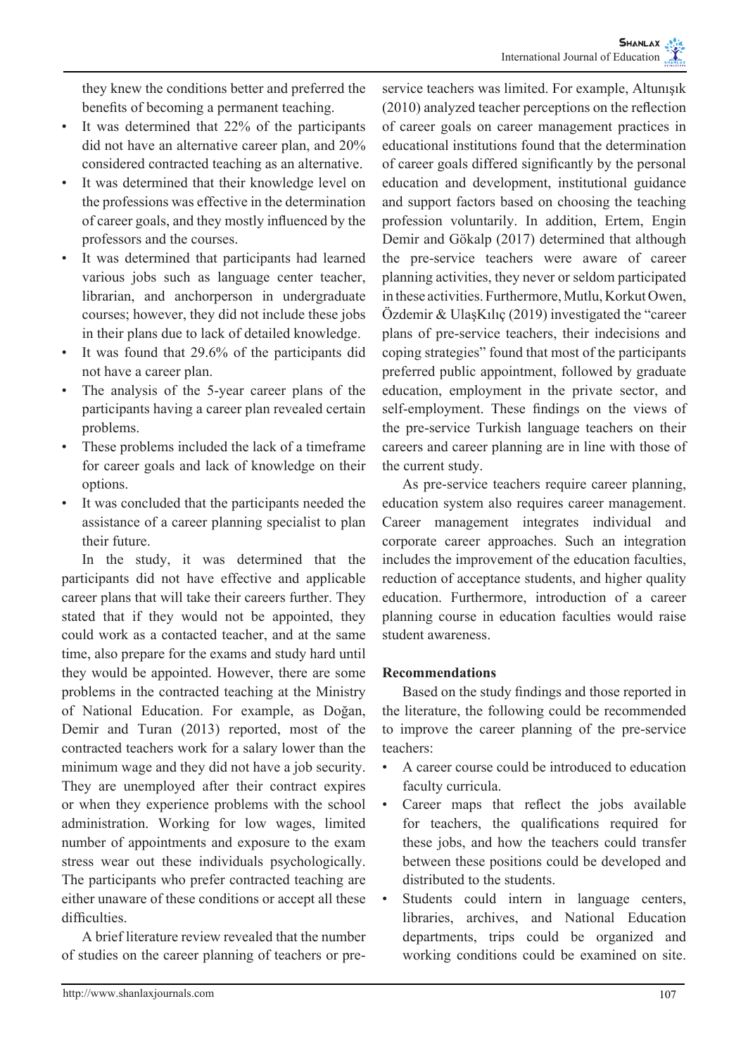they knew the conditions better and preferred the benefits of becoming a permanent teaching.

- It was determined that 22% of the participants did not have an alternative career plan, and 20% considered contracted teaching as an alternative.
- It was determined that their knowledge level on the professions was effective in the determination of career goals, and they mostly influenced by the professors and the courses.
- It was determined that participants had learned various jobs such as language center teacher, librarian, and anchorperson in undergraduate courses; however, they did not include these jobs in their plans due to lack of detailed knowledge.
- It was found that 29.6% of the participants did not have a career plan.
- The analysis of the 5-year career plans of the participants having a career plan revealed certain problems.
- These problems included the lack of a timeframe for career goals and lack of knowledge on their options.
- It was concluded that the participants needed the assistance of a career planning specialist to plan their future.

In the study, it was determined that the participants did not have effective and applicable career plans that will take their careers further. They stated that if they would not be appointed, they could work as a contacted teacher, and at the same time, also prepare for the exams and study hard until they would be appointed. However, there are some problems in the contracted teaching at the Ministry of National Education. For example, as Doğan, Demir and Turan (2013) reported, most of the contracted teachers work for a salary lower than the minimum wage and they did not have a job security. They are unemployed after their contract expires or when they experience problems with the school administration. Working for low wages, limited number of appointments and exposure to the exam stress wear out these individuals psychologically. The participants who prefer contracted teaching are either unaware of these conditions or accept all these difficulties.

A brief literature review revealed that the number of studies on the career planning of teachers or pre-service teachers was limited. For example, Altunışık (2010) analyzed teacher perceptions on the reflection of career goals on career management practices in educational institutions found that the determination of career goals differed significantly by the personal education and development, institutional guidance and support factors based on choosing the teaching profession voluntarily. In addition, Ertem, Engin Demir and Gökalp (2017) determined that although the pre-service teachers were aware of career planning activities, they never or seldom participated in these activities. Furthermore, Mutlu, Korkut Owen, Özdemir & UlaşKılıç (2019) investigated the "career plans of pre-service teachers, their indecisions and coping strategies" found that most of the participants preferred public appointment, followed by graduate education, employment in the private sector, and self-employment. These findings on the views of the pre-service Turkish language teachers on their careers and career planning are in line with those of the current study.

As pre-service teachers require career planning, education system also requires career management. Career management integrates individual and corporate career approaches. Such an integration includes the improvement of the education faculties, reduction of acceptance students, and higher quality education. Furthermore, introduction of a career planning course in education faculties would raise student awareness.

## Recommendations

Based on the study findings and those reported in the literature, the following could be recommended to improve the career planning of the pre-service teachers:

- A career course could be introduced to education faculty curricula.
- Career maps that reflect the jobs available for teachers, the qualifications required for these jobs, and how the teachers could transfer between these positions could be developed and distributed to the students.
- Students could intern in language centers, libraries, archives, and National Education departments, trips could be organized and working conditions could be examined on site.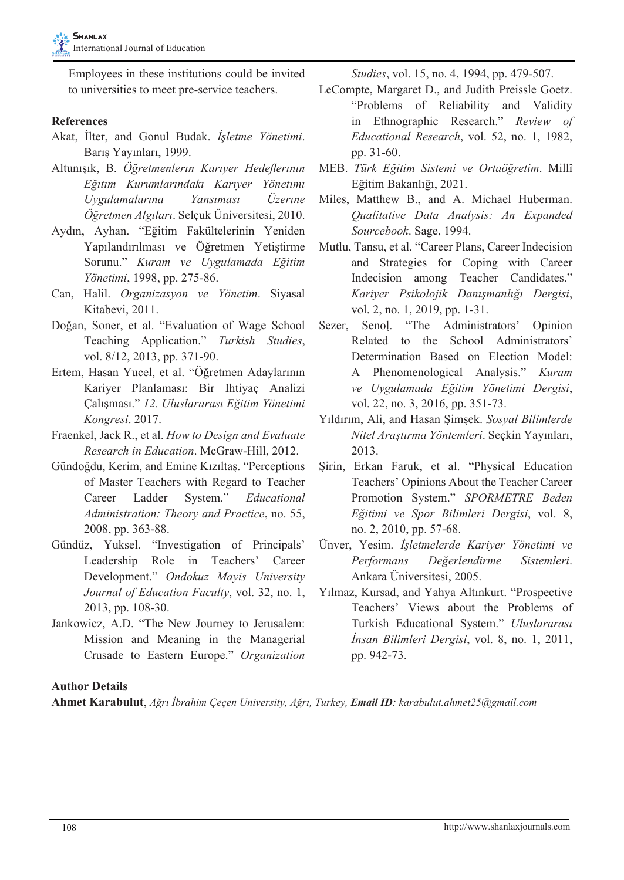Employees in these institutions could be invited to universities to meet pre-service teachers.

## References

Akat, İlter, and Gonul Budak. *İşletme Yönetimi*. Barış Yayınları, 1999.

Altunışık, B. *Öğretmenlerın Karıyer Hedeflerının Eğıtım Kurumlarındakı Karıyer Yönetımı Uygulamalarına Yansıması Üzerıne Öğretmen Algıları*. Selçuk Üniversitesi, 2010.

Aydın, Ayhan. "Eğitim Fakültelerinin Yeniden Yapılandırılması ve Öğretmen Yetiştirme Sorunu." *Kuram ve Uygulamada Eğitim Yönetimi*, 1998, pp. 275-86.

Can, Halil. *Organizasyon ve Yönetim*. Siyasal Kitabevi, 2011.

Doğan, Soner, et al. "Evaluation of Wage School Teaching Application." *Turkish Studies*, vol. 8/12, 2013, pp. 371-90.

Ertem, Hasan Yucel, et al. "Öğretmen Adaylarının Kariyer Planlaması: Bir Ihtiyaç Analizi Çalışması." *12. Uluslararası Eğitim Yönetimi Kongresi*. 2017.

Fraenkel, Jack R., et al. *How to Design and Evaluate Research in Education*. McGraw-Hill, 2012.

Gündoğdu, Kerim, and Emine Kızıltaş. "Perceptions of Master Teachers with Regard to Teacher Career Ladder System." *Educational Administration: Theory and Practice*, no. 55, 2008, pp. 363-88.

Gündüz, Yuksel. "Investigation of Principals' Leadership Role in Teachers' Career Development." *Ondokuz Mayis University Journal of Education Faculty*, vol. 32, no. 1, 2013, pp. 108-30.

Jankowicz, A.D. "The New Journey to Jerusalem: Mission and Meaning in the Managerial Crusade to Eastern Europe." *Organization Studies*, vol. 15, no. 4, 1994, pp. 479-507.

LeCompte, Margaret D., and Judith Preissle Goetz. "Problems of Reliability and Validity in Ethnographic Research." *Review of Educational Research*, vol. 52, no. 1, 1982, pp. 31-60.

MEB. *Türk Eğitim Sistemi ve Ortaöğretim*. Millî Eğitim Bakanlığı, 2021.

Miles, Matthew B., and A. Michael Huberman. *Qualitative Data Analysis: An Expanded Sourcebook*. Sage, 1994.

Mutlu, Tansu, et al. "Career Plans, Career Indecision and Strategies for Coping with Career Indecision among Teacher Candidates." *Kariyer Psikolojik Danışmanlığı Dergisi*, vol. 2, no. 1, 2019, pp. 1-31.

Sezer, Senol̦. "The Administrators' Opinion Related to the School Administrators' Determination Based on Election Model: A Phenomenological Analysis." *Kuram ve Uygulamada Eğitim Yönetimi Dergisi*, vol. 22, no. 3, 2016, pp. 351-73.

Yıldırım, Ali, and Hasan Şimşek. *Sosyal Bilimlerde Nitel Araştırma Yöntemleri*. Seçkin Yayınları, 2013.

Şirin, Erkan Faruk, et al. "Physical Education Teachers' Opinions About the Teacher Career Promotion System." *SPORMETRE Beden Eğitimi ve Spor Bilimleri Dergisi*, vol. 8, no. 2, 2010, pp. 57-68.

Ünver, Yesim. *İşletmelerde Kariyer Yönetimi ve Performans Değerlendirme Sistemleri*. Ankara Üniversitesi, 2005.

Yılmaz, Kursad, and Yahya Altınkurt. "Prospective Teachers' Views about the Problems of Turkish Educational System." *Uluslararası İnsan Bilimleri Dergisi*, vol. 8, no. 1, 2011, pp. 942-73.

## Author Details

**Ahmet Karabulut**, *Ağrı İbrahim Çeçen University, Ağrı, Turkey,* ***Email ID****: karabulut.ahmet25@gmail.com*